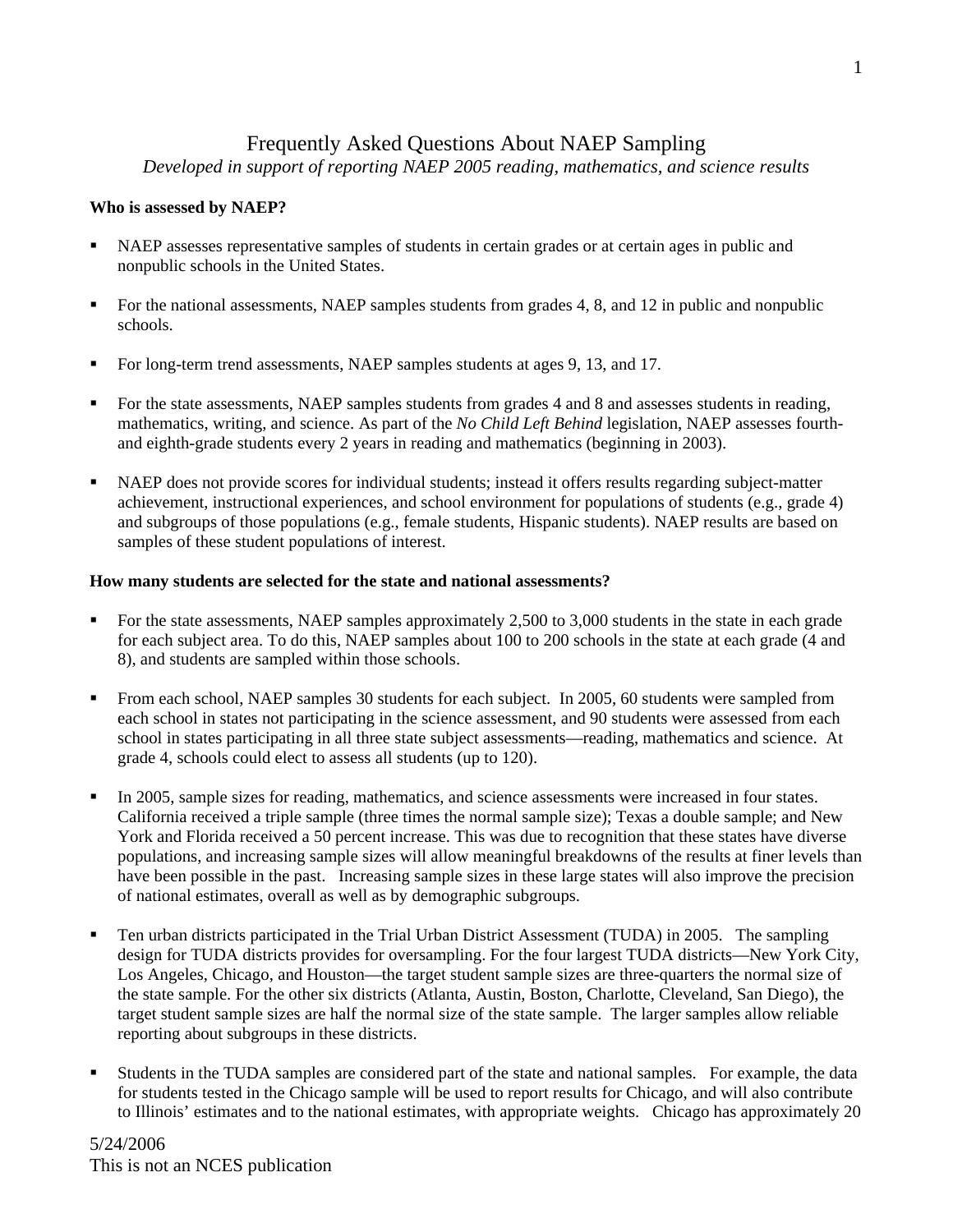# Frequently Asked Questions About NAEP Sampling

*Developed in support of reporting NAEP 2005 reading, mathematics, and science results*

**Who is assessed by NAEP?**

- NAEP assesses representative samples of students in certain grades or at certain ages in public and nonpublic schools in the United States.
- For the national assessments, NAEP samples students from grades 4, 8, and 12 in public and nonpublic schools.
- For long-term trend assessments, NAEP samples students at ages 9, 13, and 17.
- For the state assessments, NAEP samples students from grades 4 and 8 and assesses students in reading, mathematics, writing, and science. As part of the *No Child Left Behind* legislation, NAEP assesses fourth- and eighth-grade students every 2 years in reading and mathematics (beginning in 2003).
- NAEP does not provide scores for individual students; instead it offers results regarding subject-matter achievement, instructional experiences, and school environment for populations of students (e.g., grade 4) and subgroups of those populations (e.g., female students, Hispanic students). NAEP results are based on samples of these student populations of interest.

**How many students are selected for the state and national assessments?**

- For the state assessments, NAEP samples approximately 2,500 to 3,000 students in the state in each grade for each subject area. To do this, NAEP samples about 100 to 200 schools in the state at each grade (4 and 8), and students are sampled within those schools.
- From each school, NAEP samples 30 students for each subject. In 2005, 60 students were sampled from each school in states not participating in the science assessment, and 90 students were assessed from each school in states participating in all three state subject assessments—reading, mathematics and science. At grade 4, schools could elect to assess all students (up to 120).
- In 2005, sample sizes for reading, mathematics, and science assessments were increased in four states. California received a triple sample (three times the normal sample size); Texas a double sample; and New York and Florida received a 50 percent increase. This was due to recognition that these states have diverse populations, and increasing sample sizes will allow meaningful breakdowns of the results at finer levels than have been possible in the past. Increasing sample sizes in these large states will also improve the precision of national estimates, overall as well as by demographic subgroups.
- Ten urban districts participated in the Trial Urban District Assessment (TUDA) in 2005. The sampling design for TUDA districts provides for oversampling. For the four largest TUDA districts—New York City, Los Angeles, Chicago, and Houston—the target student sample sizes are three-quarters the normal size of the state sample. For the other six districts (Atlanta, Austin, Boston, Charlotte, Cleveland, San Diego), the target student sample sizes are half the normal size of the state sample. The larger samples allow reliable reporting about subgroups in these districts.
- Students in the TUDA samples are considered part of the state and national samples. For example, the data for students tested in the Chicago sample will be used to report results for Chicago, and will also contribute to Illinois' estimates and to the national estimates, with appropriate weights. Chicago has approximately 20

5/24/2006
This is not an NCES publication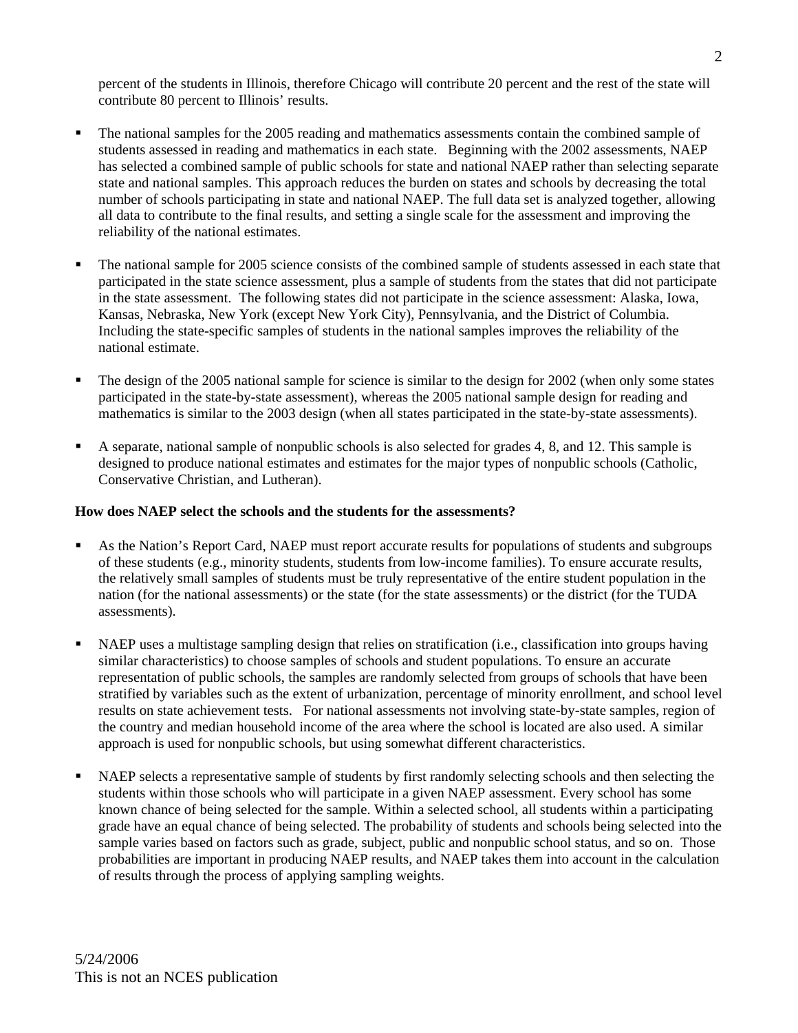percent of the students in Illinois, therefore Chicago will contribute 20 percent and the rest of the state will contribute 80 percent to Illinois' results.

- The national samples for the 2005 reading and mathematics assessments contain the combined sample of students assessed in reading and mathematics in each state. Beginning with the 2002 assessments, NAEP has selected a combined sample of public schools for state and national NAEP rather than selecting separate state and national samples. This approach reduces the burden on states and schools by decreasing the total number of schools participating in state and national NAEP. The full data set is analyzed together, allowing all data to contribute to the final results, and setting a single scale for the assessment and improving the reliability of the national estimates.

- The national sample for 2005 science consists of the combined sample of students assessed in each state that participated in the state science assessment, plus a sample of students from the states that did not participate in the state assessment. The following states did not participate in the science assessment: Alaska, Iowa, Kansas, Nebraska, New York (except New York City), Pennsylvania, and the District of Columbia. Including the state-specific samples of students in the national samples improves the reliability of the national estimate.

- The design of the 2005 national sample for science is similar to the design for 2002 (when only some states participated in the state-by-state assessment), whereas the 2005 national sample design for reading and mathematics is similar to the 2003 design (when all states participated in the state-by-state assessments).

- A separate, national sample of nonpublic schools is also selected for grades 4, 8, and 12. This sample is designed to produce national estimates and estimates for the major types of nonpublic schools (Catholic, Conservative Christian, and Lutheran).

**How does NAEP select the schools and the students for the assessments?**

- As the Nation's Report Card, NAEP must report accurate results for populations of students and subgroups of these students (e.g., minority students, students from low-income families). To ensure accurate results, the relatively small samples of students must be truly representative of the entire student population in the nation (for the national assessments) or the state (for the state assessments) or the district (for the TUDA assessments).

- NAEP uses a multistage sampling design that relies on stratification (i.e., classification into groups having similar characteristics) to choose samples of schools and student populations. To ensure an accurate representation of public schools, the samples are randomly selected from groups of schools that have been stratified by variables such as the extent of urbanization, percentage of minority enrollment, and school level results on state achievement tests. For national assessments not involving state-by-state samples, region of the country and median household income of the area where the school is located are also used. A similar approach is used for nonpublic schools, but using somewhat different characteristics.

- NAEP selects a representative sample of students by first randomly selecting schools and then selecting the students within those schools who will participate in a given NAEP assessment. Every school has some known chance of being selected for the sample. Within a selected school, all students within a participating grade have an equal chance of being selected. The probability of students and schools being selected into the sample varies based on factors such as grade, subject, public and nonpublic school status, and so on. Those probabilities are important in producing NAEP results, and NAEP takes them into account in the calculation of results through the process of applying sampling weights.

5/24/2006
This is not an NCES publication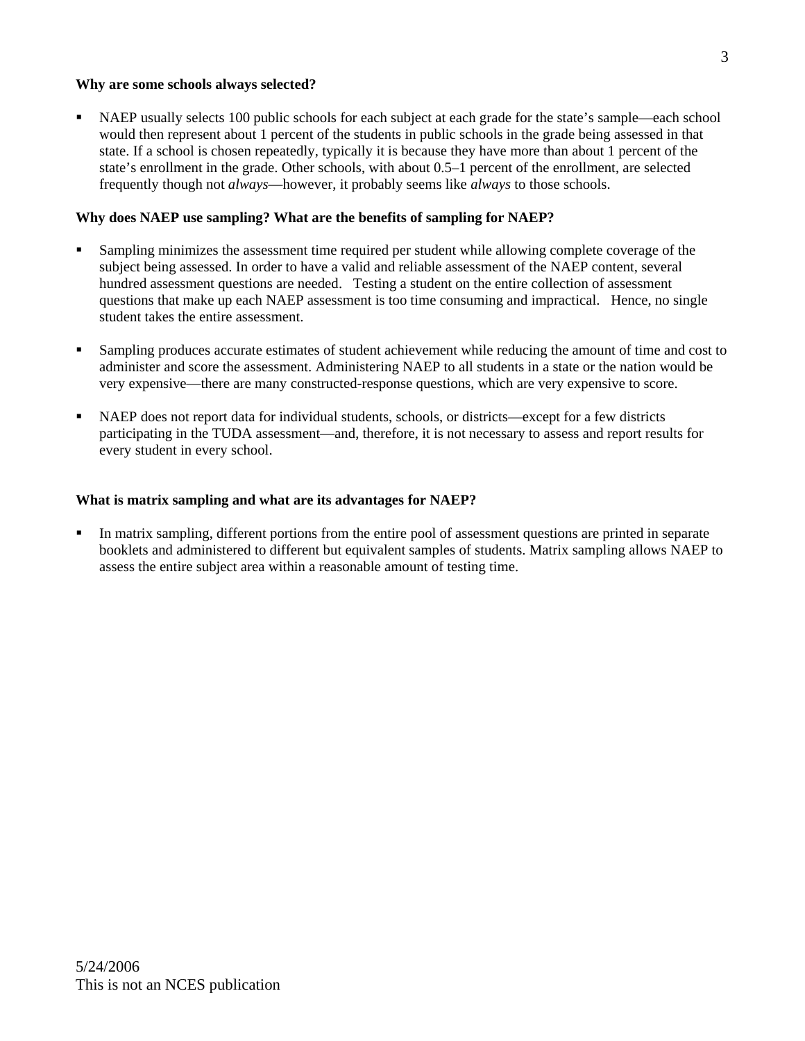**Why are some schools always selected?**

- NAEP usually selects 100 public schools for each subject at each grade for the state's sample—each school would then represent about 1 percent of the students in public schools in the grade being assessed in that state. If a school is chosen repeatedly, typically it is because they have more than about 1 percent of the state's enrollment in the grade. Other schools, with about 0.5–1 percent of the enrollment, are selected frequently though not *always*—however, it probably seems like *always* to those schools.

**Why does NAEP use sampling? What are the benefits of sampling for NAEP?**

- Sampling minimizes the assessment time required per student while allowing complete coverage of the subject being assessed. In order to have a valid and reliable assessment of the NAEP content, several hundred assessment questions are needed. Testing a student on the entire collection of assessment questions that make up each NAEP assessment is too time consuming and impractical. Hence, no single student takes the entire assessment.

- Sampling produces accurate estimates of student achievement while reducing the amount of time and cost to administer and score the assessment. Administering NAEP to all students in a state or the nation would be very expensive—there are many constructed-response questions, which are very expensive to score.

- NAEP does not report data for individual students, schools, or districts—except for a few districts participating in the TUDA assessment—and, therefore, it is not necessary to assess and report results for every student in every school.

**What is matrix sampling and what are its advantages for NAEP?**

- In matrix sampling, different portions from the entire pool of assessment questions are printed in separate booklets and administered to different but equivalent samples of students. Matrix sampling allows NAEP to assess the entire subject area within a reasonable amount of testing time.